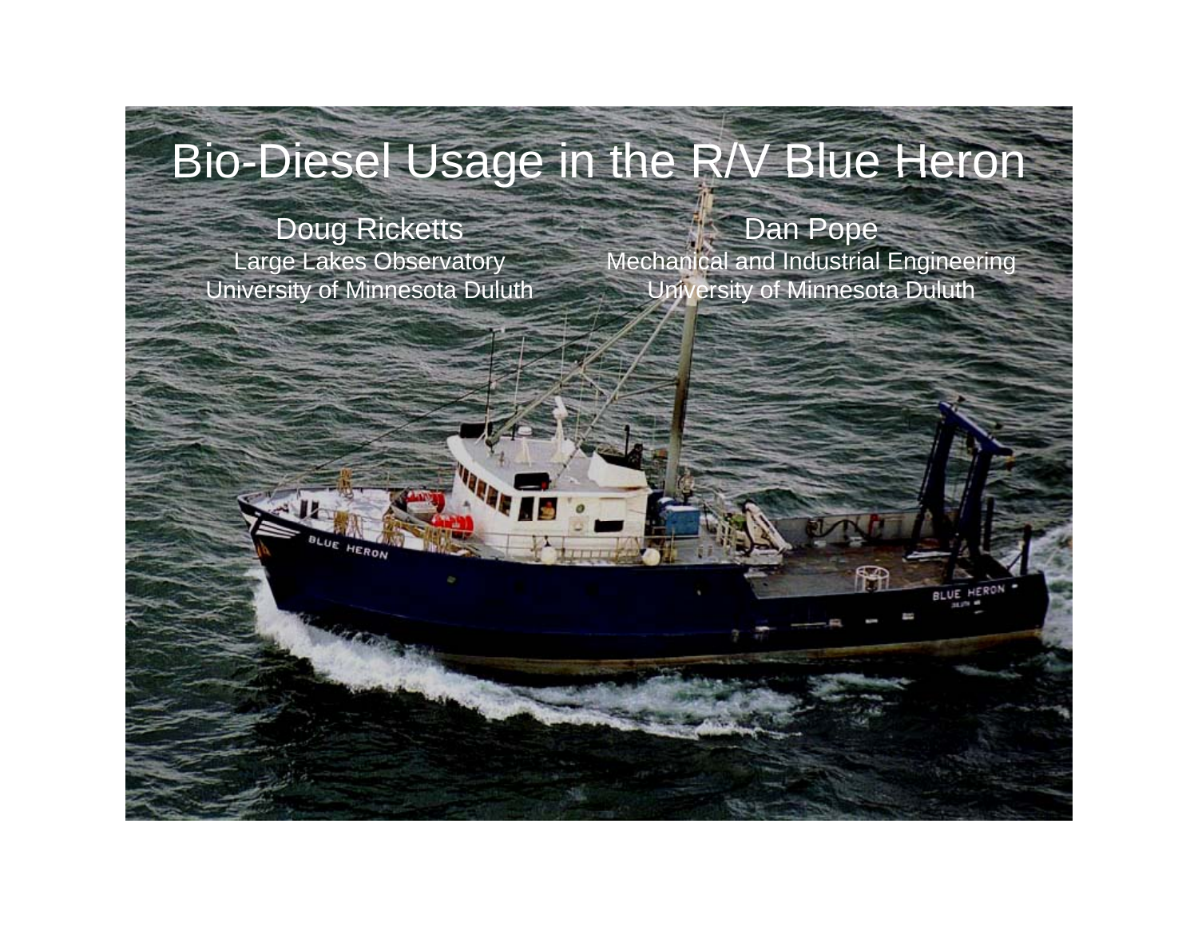# Bio-Diesel Usage in the R/V Blue Heron

Doug Ricketts
Large Lakes Observatory
University of Minnesota Duluth

Dan Pope
Mechanical and Industrial Engineering
University of Minnesota Duluth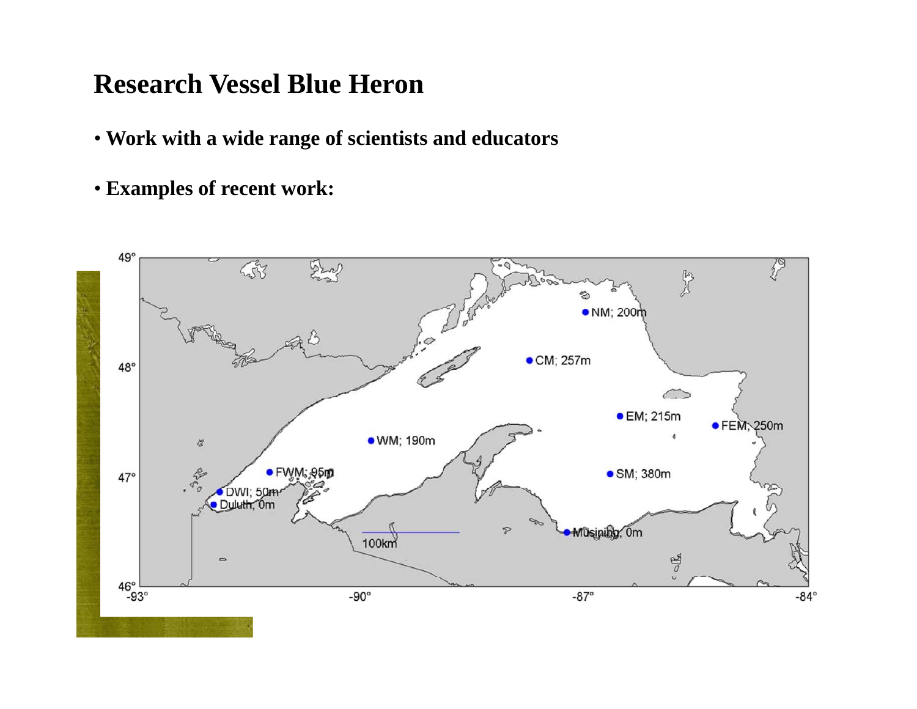# Research Vessel Blue Heron

- **Work with a wide range of scientists and educators**
- **Examples of recent work:**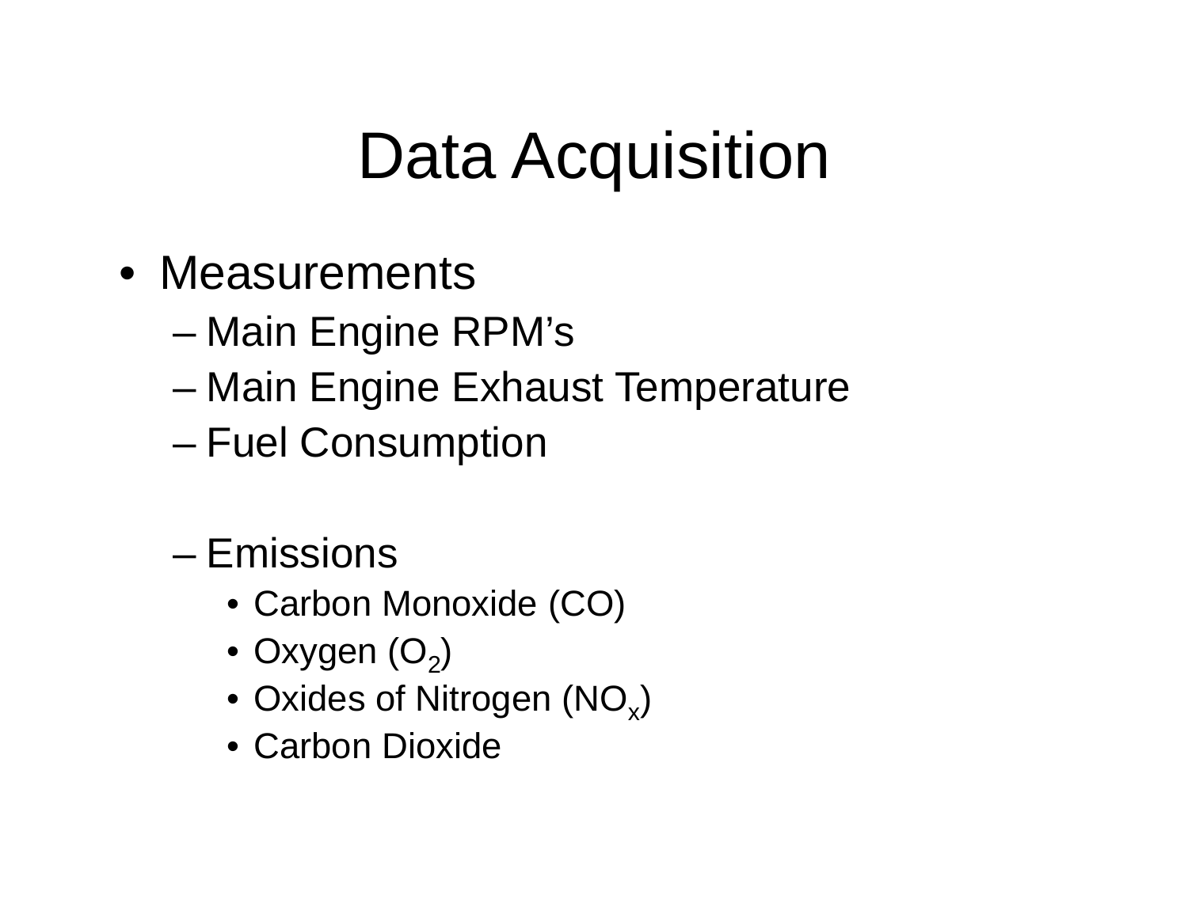# Data Acquisition

- Measurements
  - Main Engine RPM’s
  - Main Engine Exhaust Temperature
  - Fuel Consumption

  - Emissions
    - Carbon Monoxide (CO)
    - Oxygen ($O_2$)
    - Oxides of Nitrogen ($NO_x$)
    - Carbon Dioxide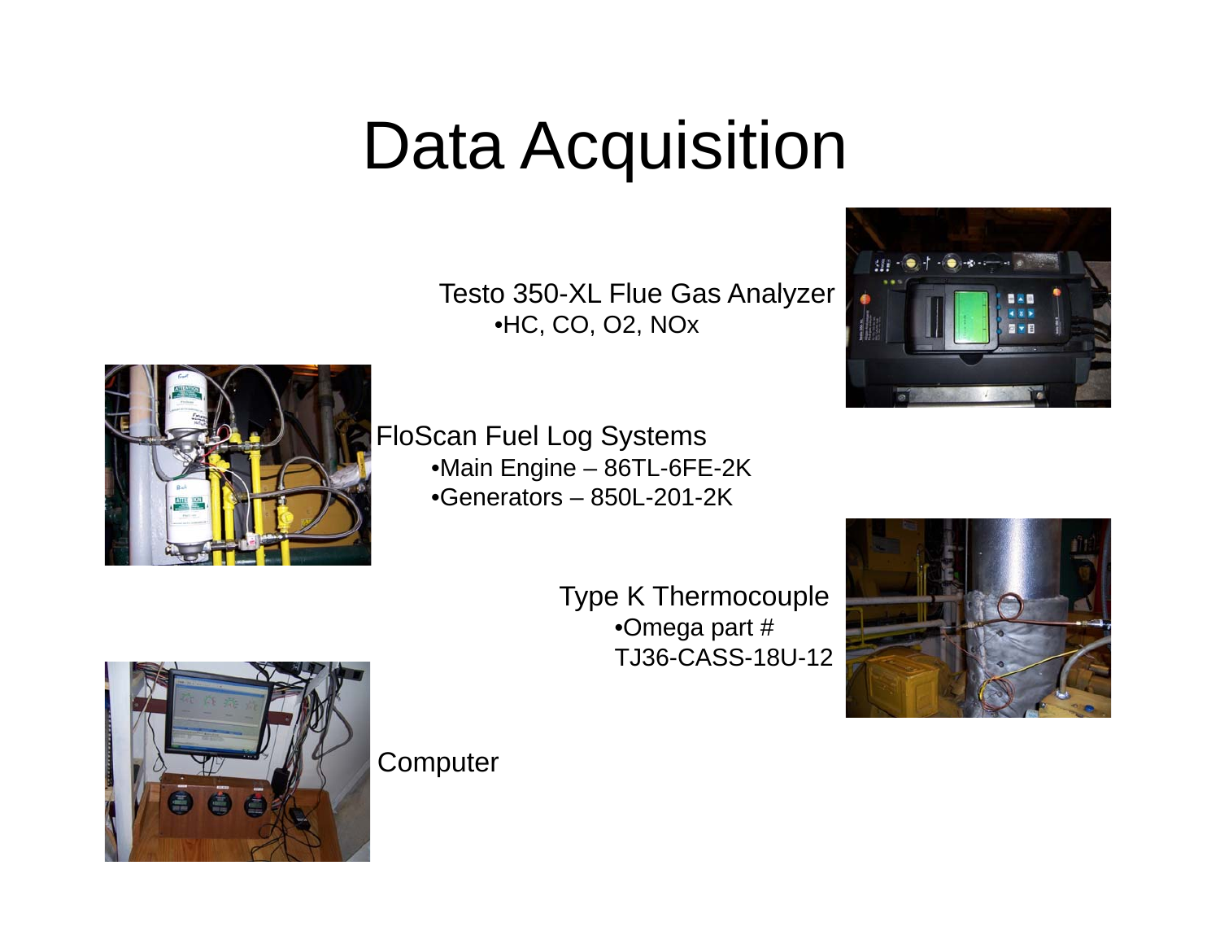# Data Acquisition

Testo 350-XL Flue Gas Analyzer

- HC, CO, O2, NOx

FloScan Fuel Log Systems

- Main Engine – 86TL-6FE-2K
- Generators – 850L-201-2K

Type K Thermocouple

- Omega part # TJ36-CASS-18U-12

Computer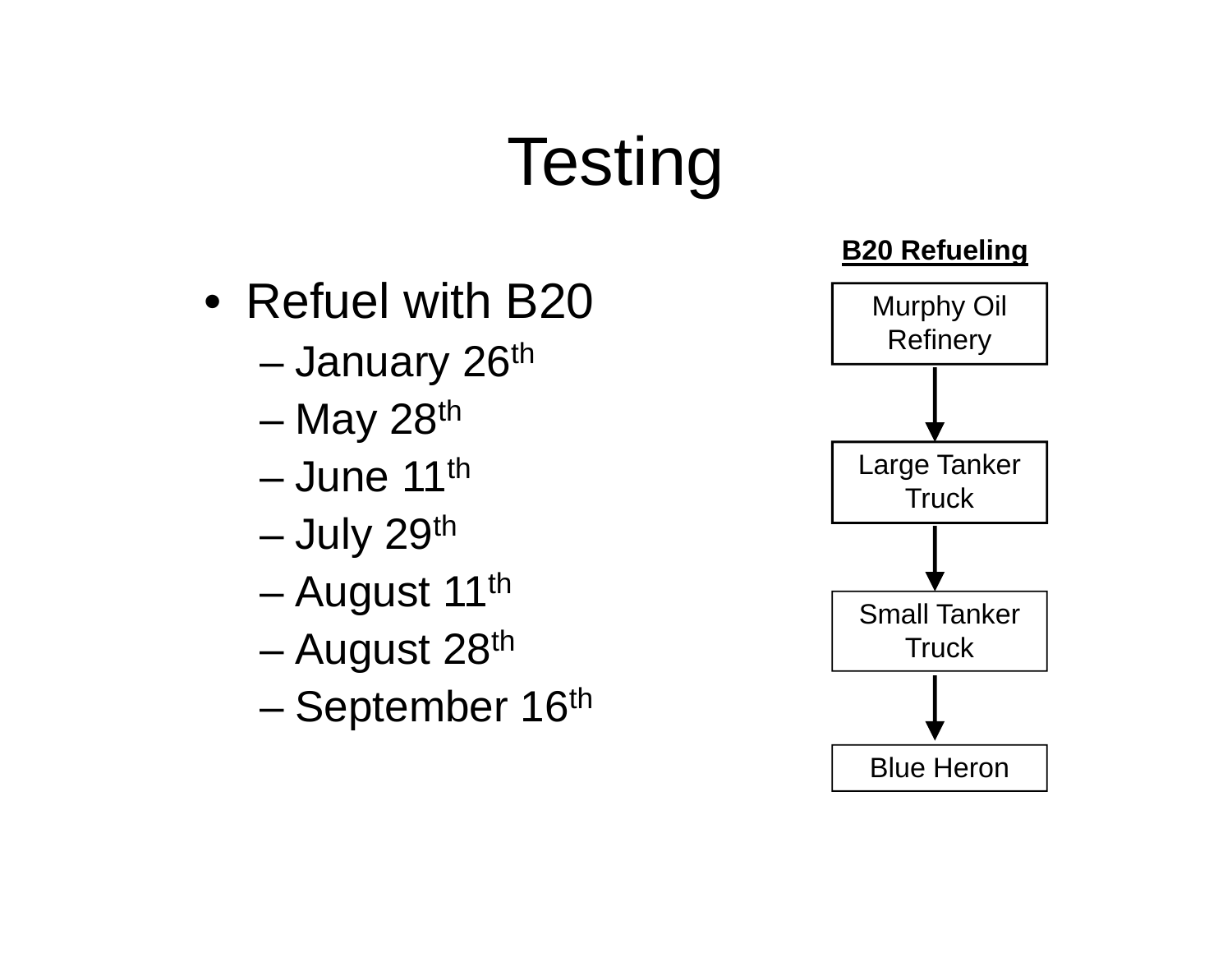# Testing

- Refuel with B20
  - January 26th
  - May 28th
  - June 11th
  - July 29th
  - August 11th
  - August 28th
  - September 16th

**B20 Refueling**

Murphy Oil Refinery

↓

Large Tanker Truck

↓

Small Tanker Truck

↓

Blue Heron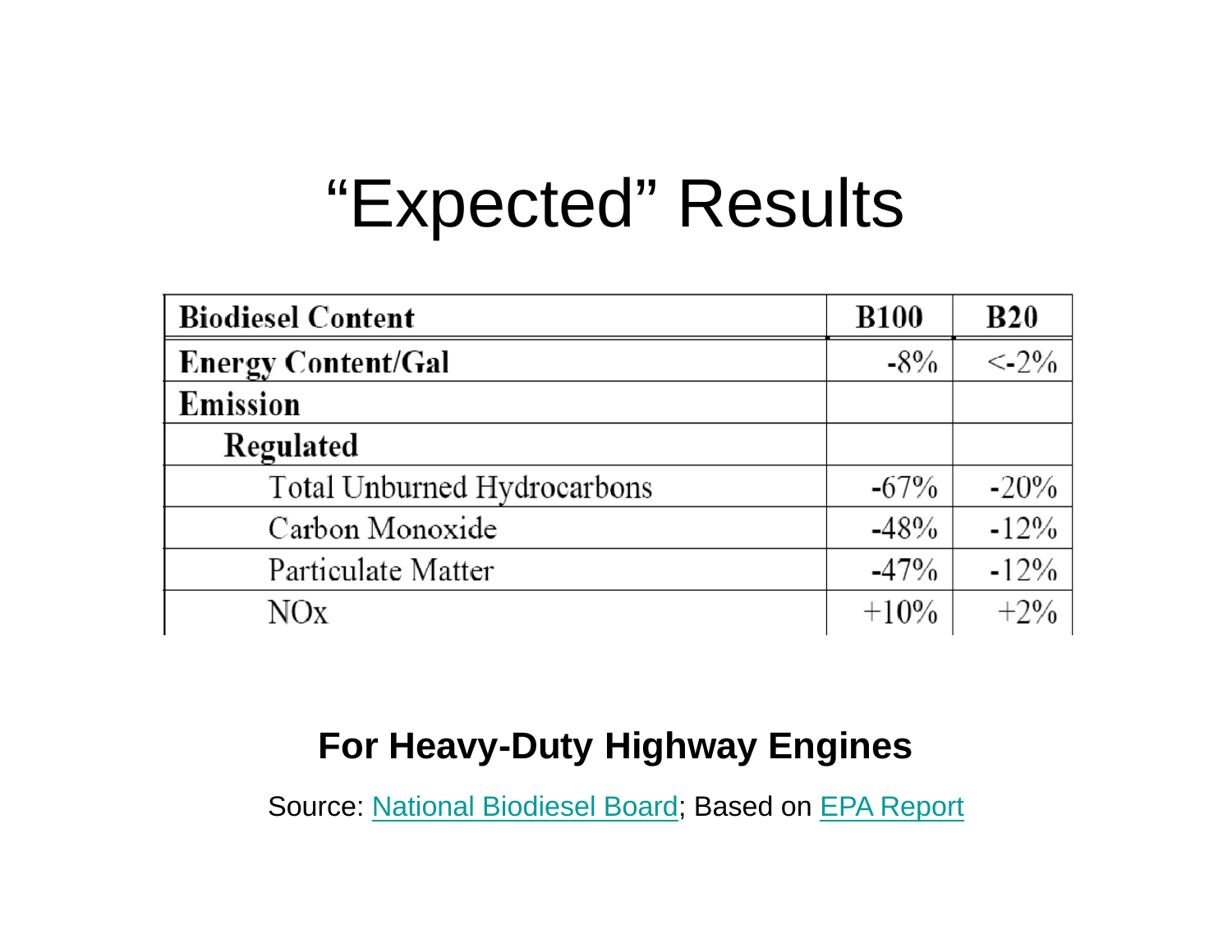# "Expected" Results

| Biodiesel Content | B100 | B20 |
|---|---|---|
| Energy Content/Gal | -8% | <-2% |
| Emission | | |
| Regulated | | |
| Total Unburned Hydrocarbons | -67% | -20% |
| Carbon Monoxide | -48% | -12% |
| Particulate Matter | -47% | -12% |
| NOx | +10% | +2% |

**For Heavy-Duty Highway Engines**

Source: National Biodiesel Board; Based on EPA Report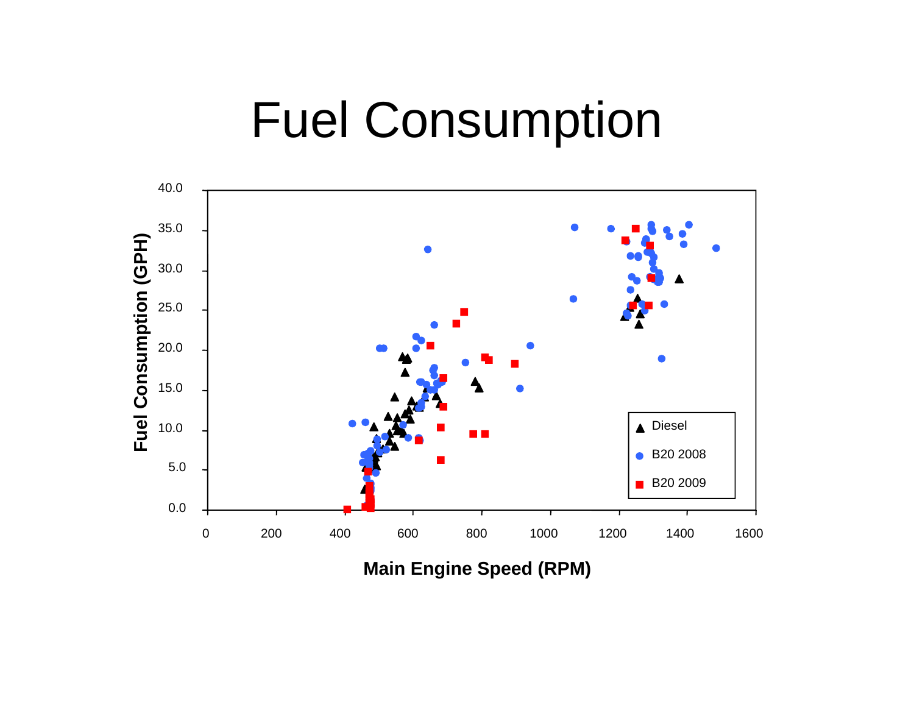# Fuel Consumption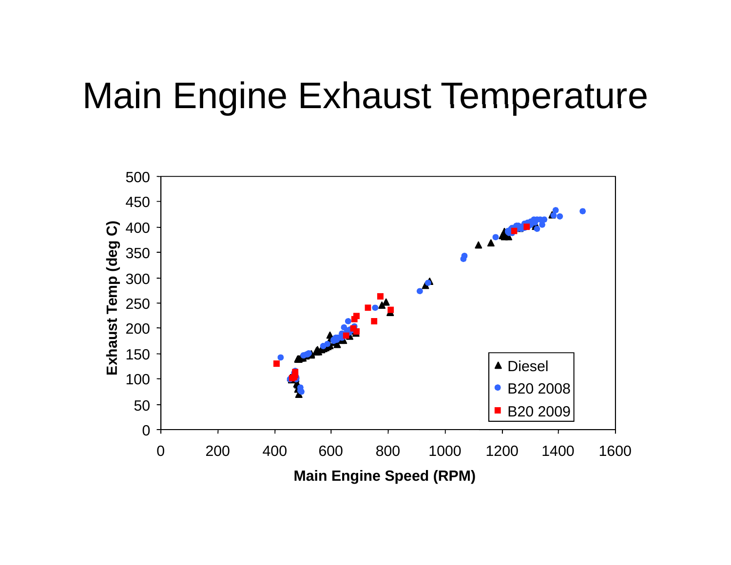# Main Engine Exhaust Temperature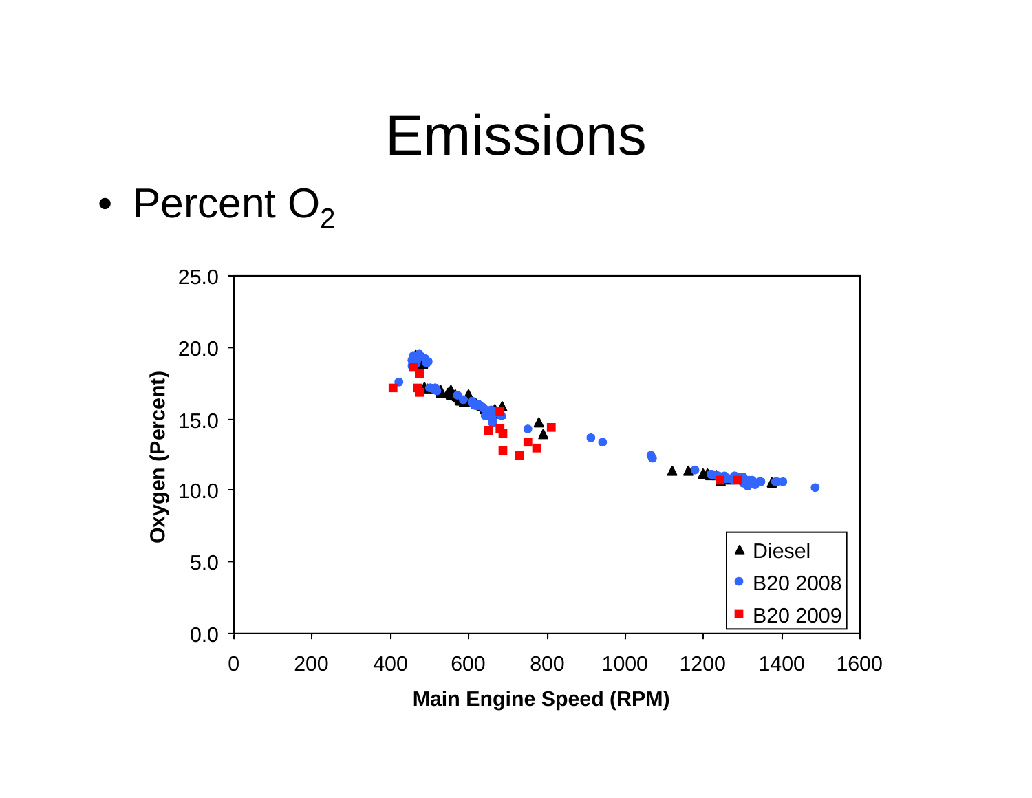# Emissions

- Percent $O_2$

Oxygen (Percent)

25.0
20.0
15.0
10.0
5.0
0.0

0 200 400 600 800 1000 1200 1400 1600

Main Engine Speed (RPM)

▲ Diesel
● B20 2008
■ B20 2009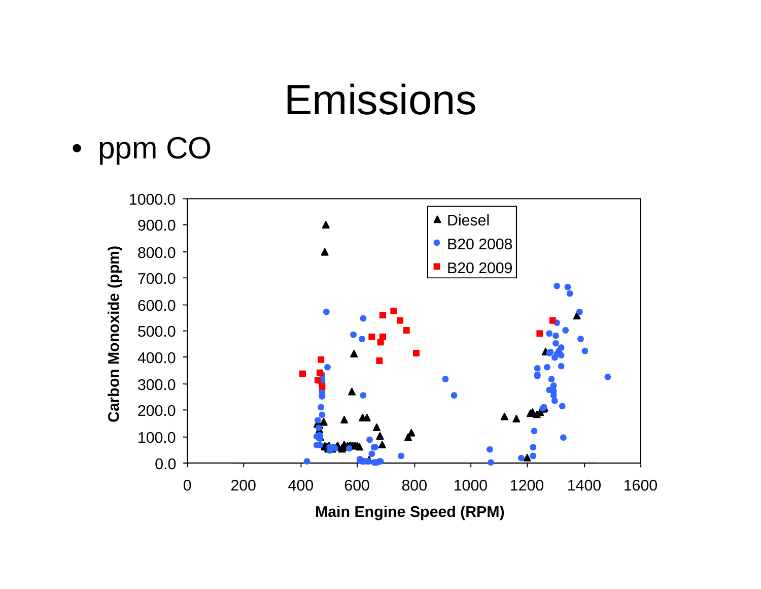# Emissions

- ppm CO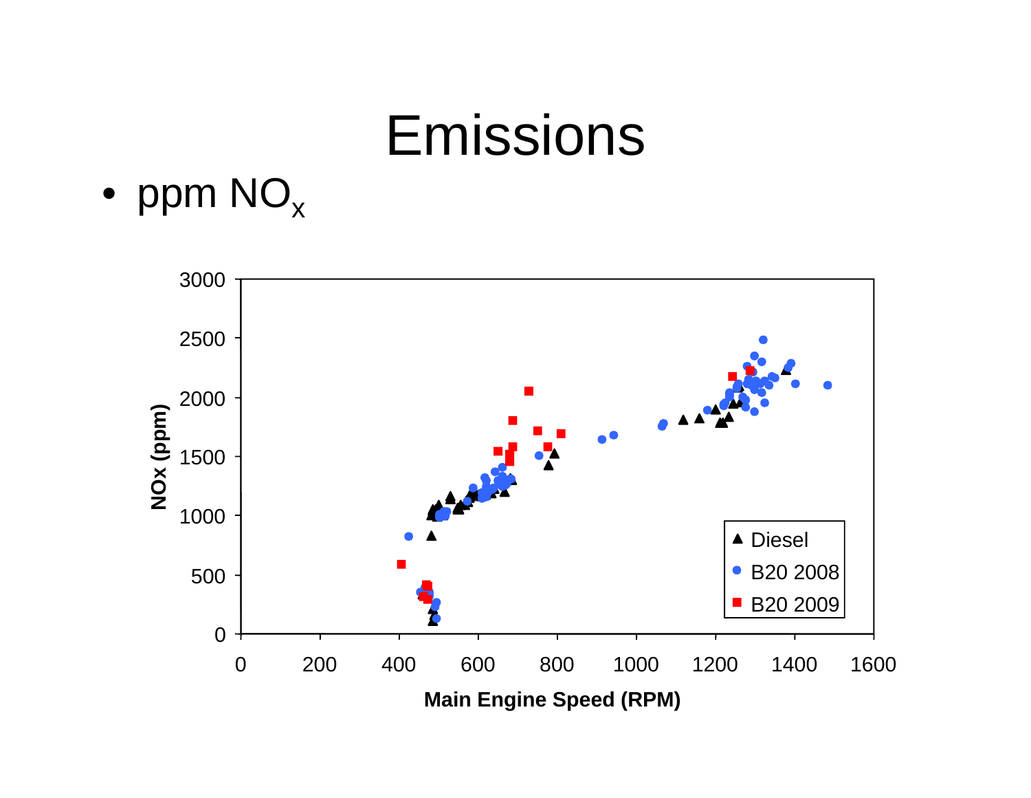# Emissions

- ppm $NO_x$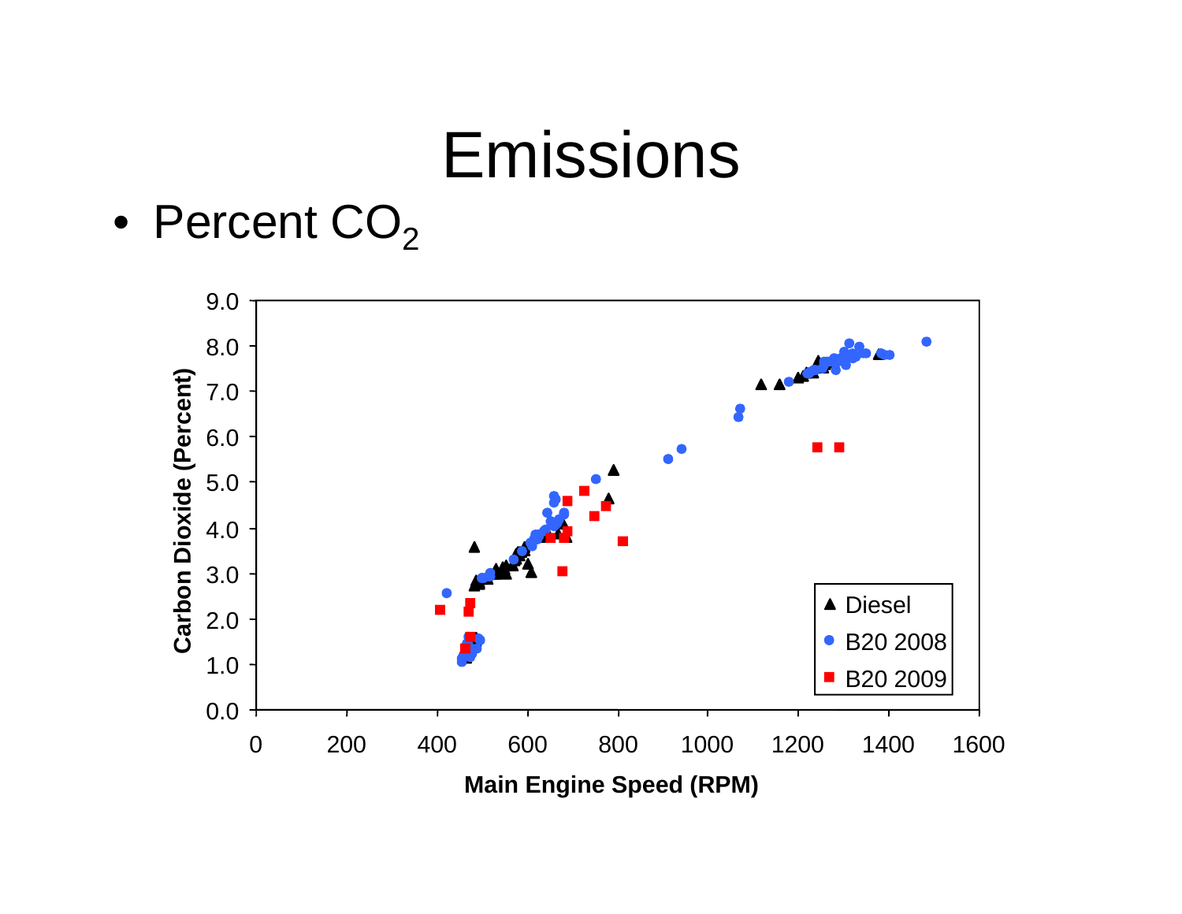# Emissions

- Percent $CO_2$

Carbon Dioxide (Percent)

9.0
8.0
7.0
6.0
5.0
4.0
3.0
2.0
1.0
0.0

0 200 400 600 800 1000 1200 1400 1600

Main Engine Speed (RPM)

▲ Diesel
● B20 2008
■ B20 2009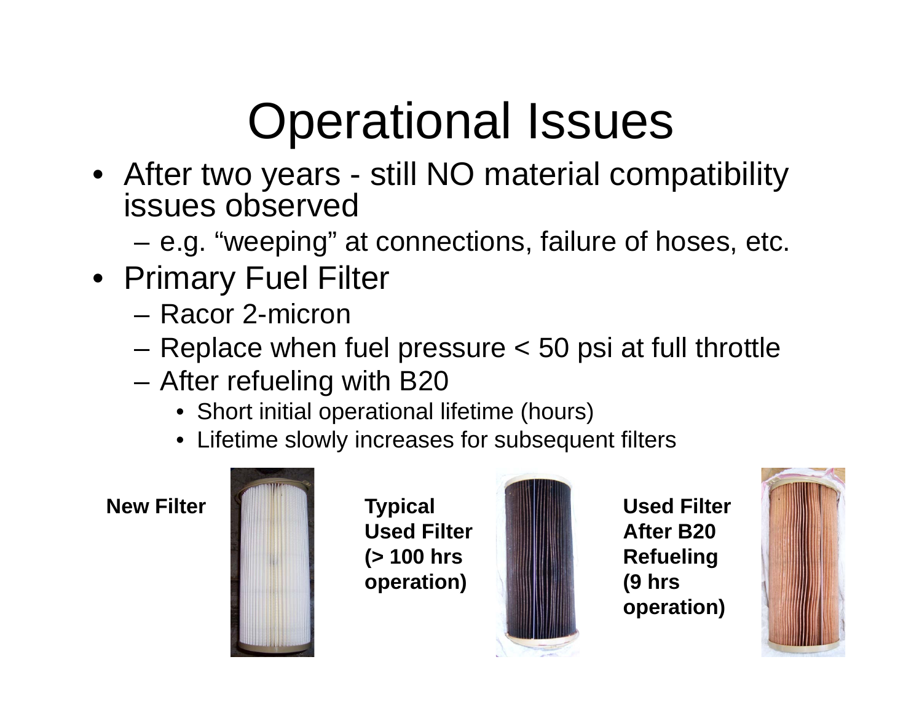# Operational Issues

- After two years - still NO material compatibility issues observed
  - e.g. “weeping” at connections, failure of hoses, etc.
- Primary Fuel Filter
  - Racor 2-micron
  - Replace when fuel pressure < 50 psi at full throttle
  - After refueling with B20
    - Short initial operational lifetime (hours)
    - Lifetime slowly increases for subsequent filters

**New Filter**

**Typical Used Filter (> 100 hrs operation)**

**Used Filter After B20 Refueling (9 hrs operation)**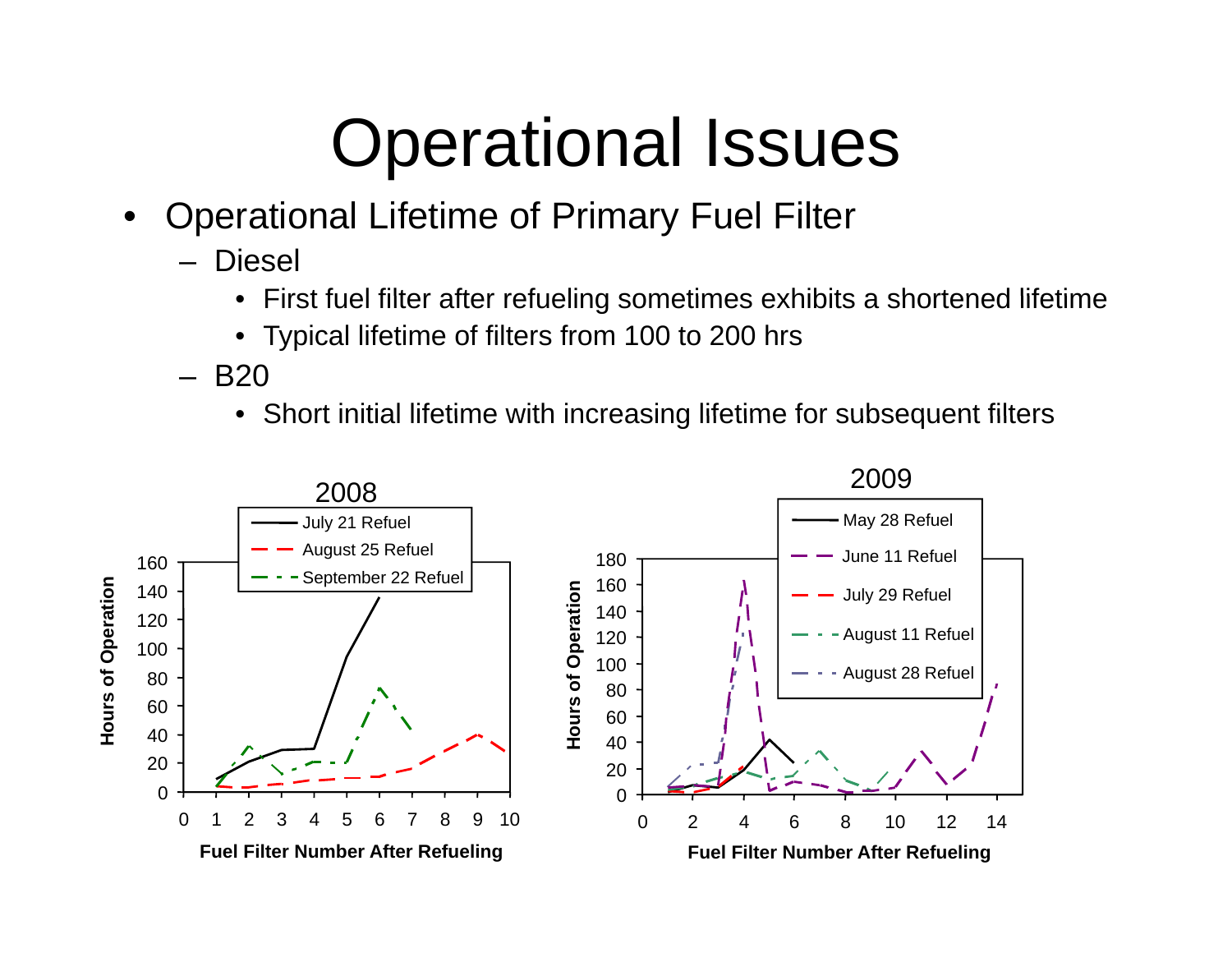# Operational Issues

- Operational Lifetime of Primary Fuel Filter
  - Diesel
    - First fuel filter after refueling sometimes exhibits a shortened lifetime
    - Typical lifetime of filters from 100 to 200 hrs
  - B20
    - Short initial lifetime with increasing lifetime for subsequent filters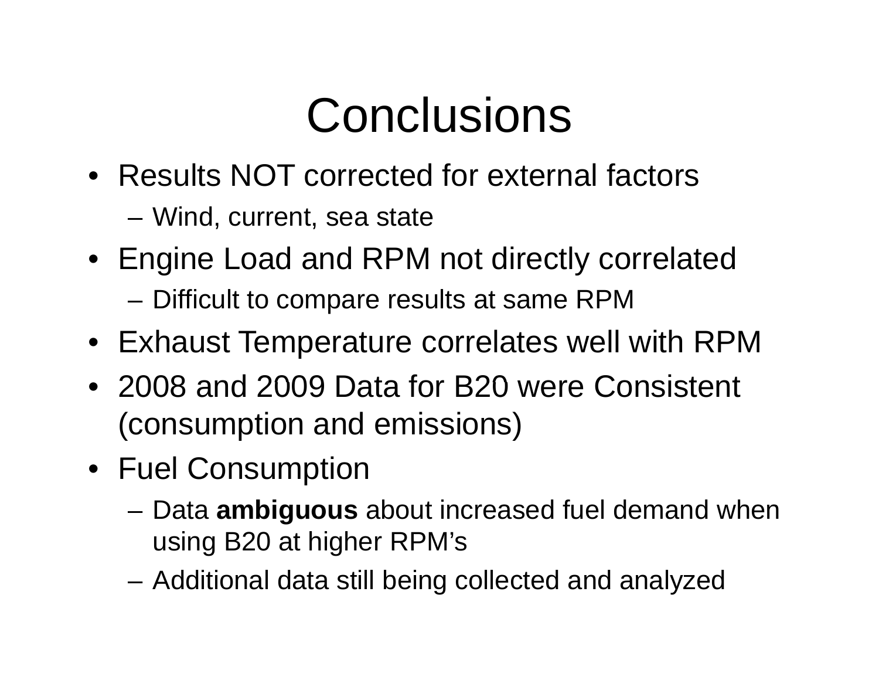# Conclusions

- Results NOT corrected for external factors
  - Wind, current, sea state
- Engine Load and RPM not directly correlated
  - Difficult to compare results at same RPM
- Exhaust Temperature correlates well with RPM
- 2008 and 2009 Data for B20 were Consistent (consumption and emissions)
- Fuel Consumption
  - Data **ambiguous** about increased fuel demand when using B20 at higher RPM's
  - Additional data still being collected and analyzed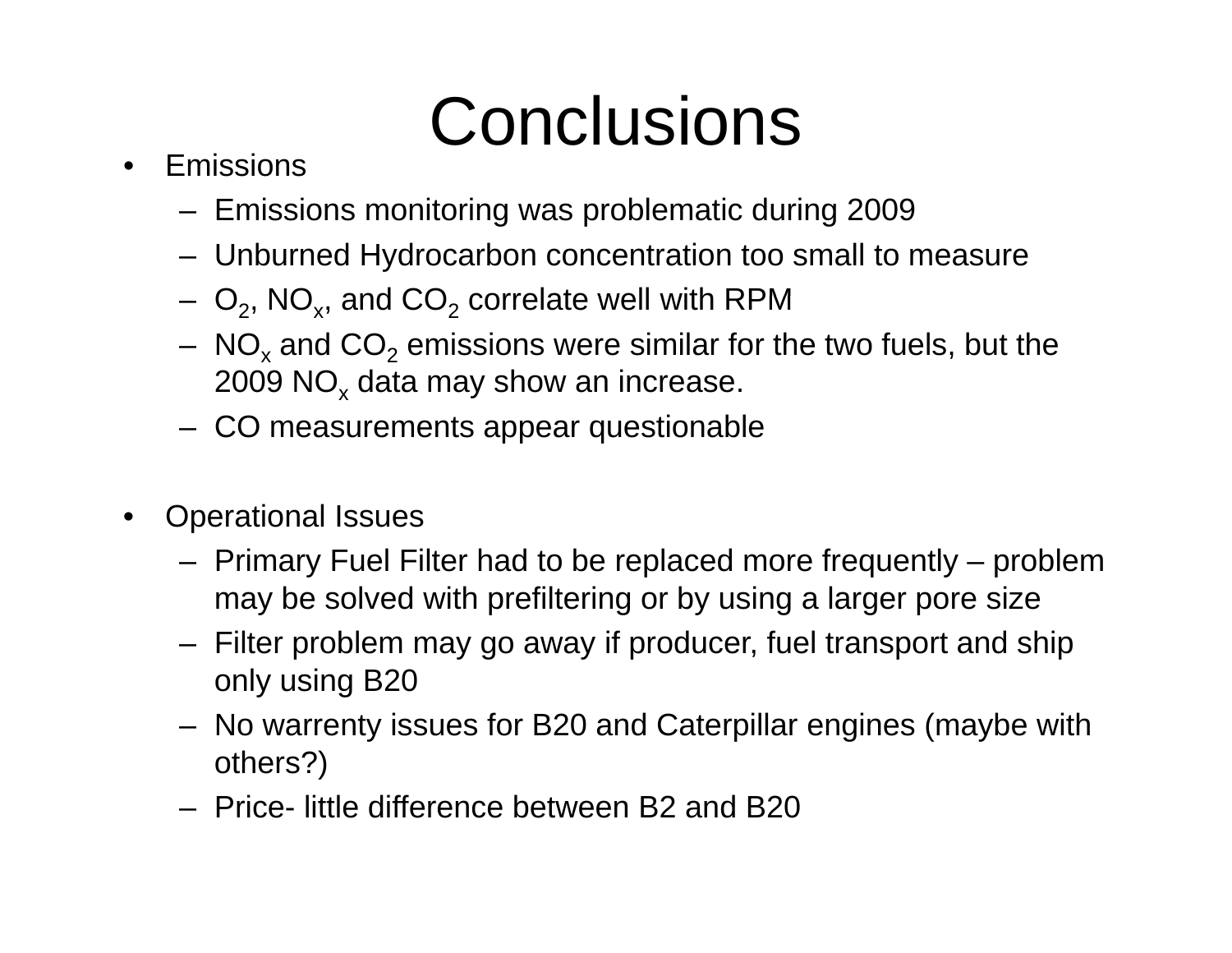# Conclusions

- Emissions
  - Emissions monitoring was problematic during 2009
  - Unburned Hydrocarbon concentration too small to measure
  - $O_2$, $NO_x$, and $CO_2$ correlate well with RPM
  - $NO_x$ and $CO_2$ emissions were similar for the two fuels, but the 2009 $NO_x$ data may show an increase.
  - CO measurements appear questionable

- Operational Issues
  - Primary Fuel Filter had to be replaced more frequently – problem may be solved with prefiltering or by using a larger pore size
  - Filter problem may go away if producer, fuel transport and ship only using B20
  - No warrenty issues for B20 and Caterpillar engines (maybe with others?)
  - Price- little difference between B2 and B20